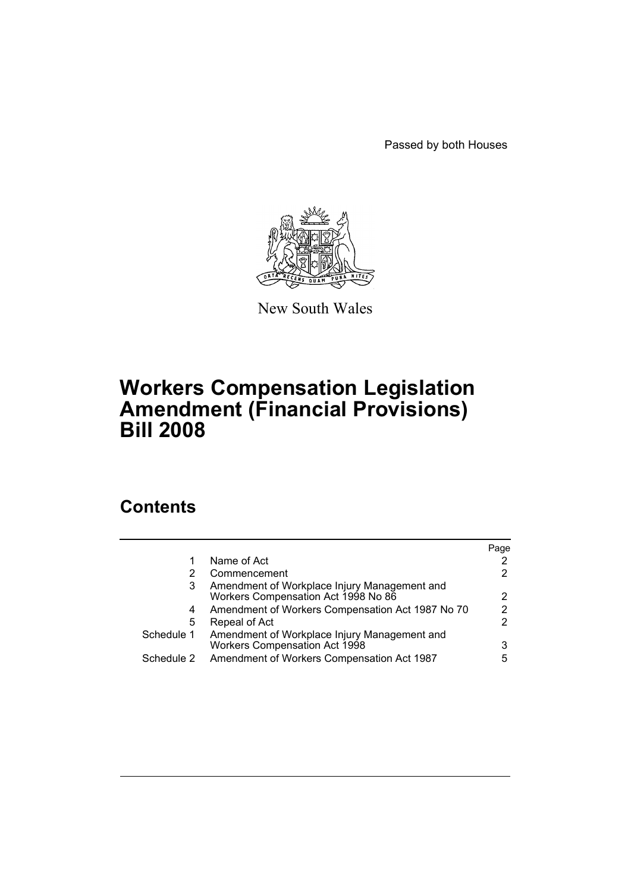Passed by both Houses

New South Wales

# Workers Compensation Legislation Amendment (Financial Provisions) Bill 2008

## Contents

| | | Page |
|---|---|---|
| 1 | Name of Act | 2 |
| 2 | Commencement | 2 |
| 3 | Amendment of Workplace Injury Management and Workers Compensation Act 1998 No 86 | 2 |
| 4 | Amendment of Workers Compensation Act 1987 No 70 | 2 |
| 5 | Repeal of Act | 2 |
| Schedule 1 | Amendment of Workplace Injury Management and Workers Compensation Act 1998 | 3 |
| Schedule 2 | Amendment of Workers Compensation Act 1987 | 5 |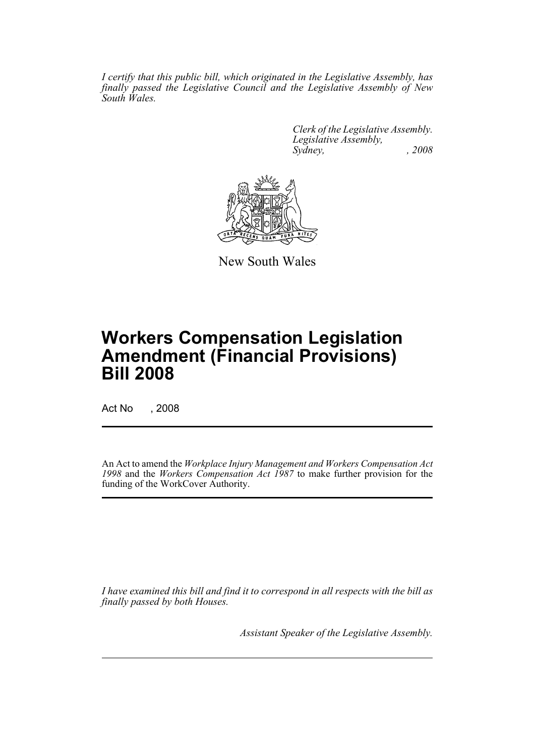*I certify that this public bill, which originated in the Legislative Assembly, has finally passed the Legislative Council and the Legislative Assembly of New South Wales.*

*Clerk of the Legislative Assembly.*
*Legislative Assembly,*
*Sydney, , 2008*

New South Wales

# Workers Compensation Legislation Amendment (Financial Provisions) Bill 2008

Act No , 2008

An Act to amend the *Workplace Injury Management and Workers Compensation Act 1998* and the *Workers Compensation Act 1987* to make further provision for the funding of the WorkCover Authority.

*I have examined this bill and find it to correspond in all respects with the bill as finally passed by both Houses.*

*Assistant Speaker of the Legislative Assembly.*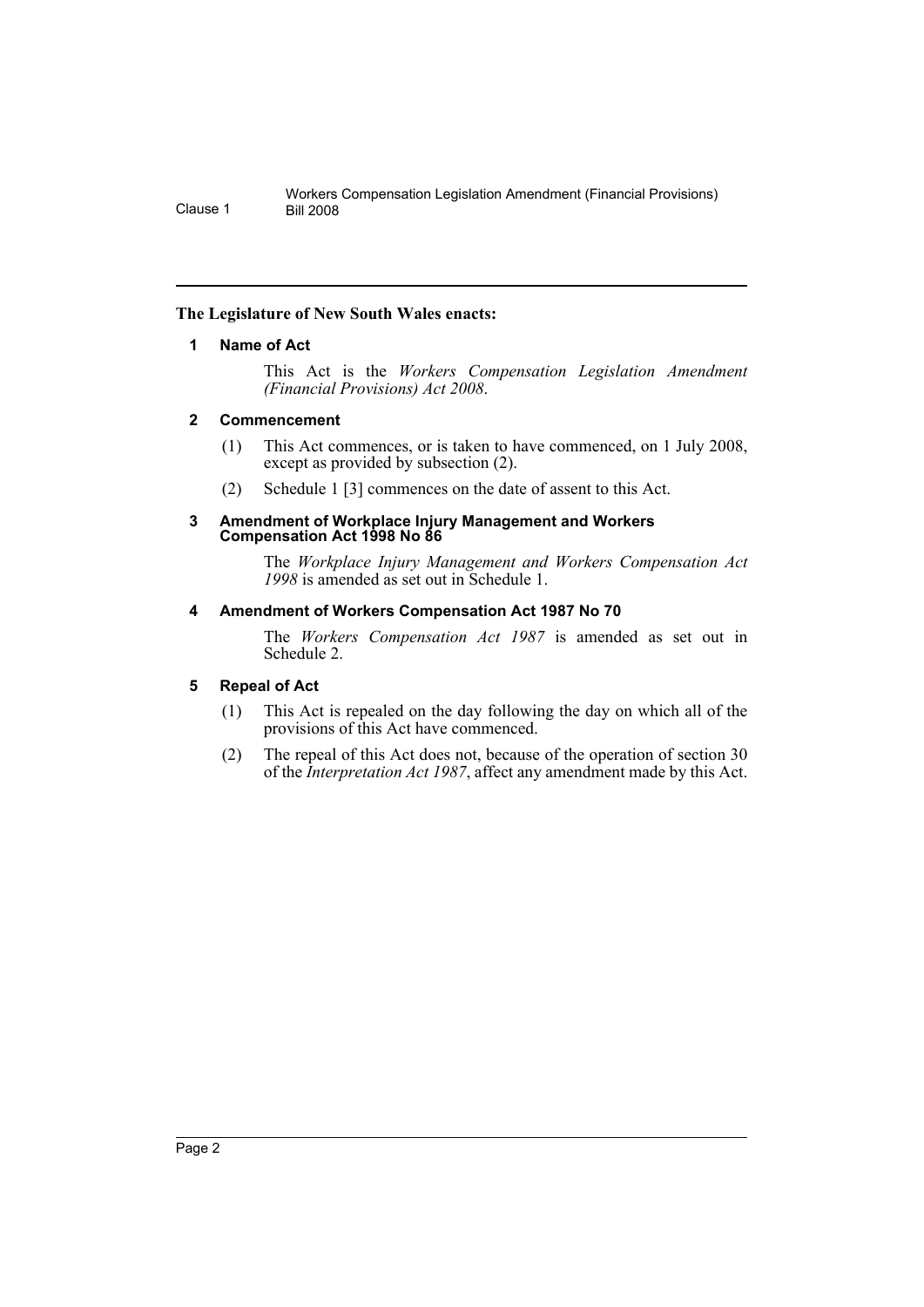**The Legislature of New South Wales enacts:**

## 1 Name of Act

This Act is the *Workers Compensation Legislation Amendment (Financial Provisions) Act 2008*.

## 2 Commencement

(1) This Act commences, or is taken to have commenced, on 1 July 2008, except as provided by subsection (2).

(2) Schedule 1 [3] commences on the date of assent to this Act.

## 3 Amendment of Workplace Injury Management and Workers Compensation Act 1998 No 86

The *Workplace Injury Management and Workers Compensation Act 1998* is amended as set out in Schedule 1.

## 4 Amendment of Workers Compensation Act 1987 No 70

The *Workers Compensation Act 1987* is amended as set out in Schedule 2.

## 5 Repeal of Act

(1) This Act is repealed on the day following the day on which all of the provisions of this Act have commenced.

(2) The repeal of this Act does not, because of the operation of section 30 of the *Interpretation Act 1987*, affect any amendment made by this Act.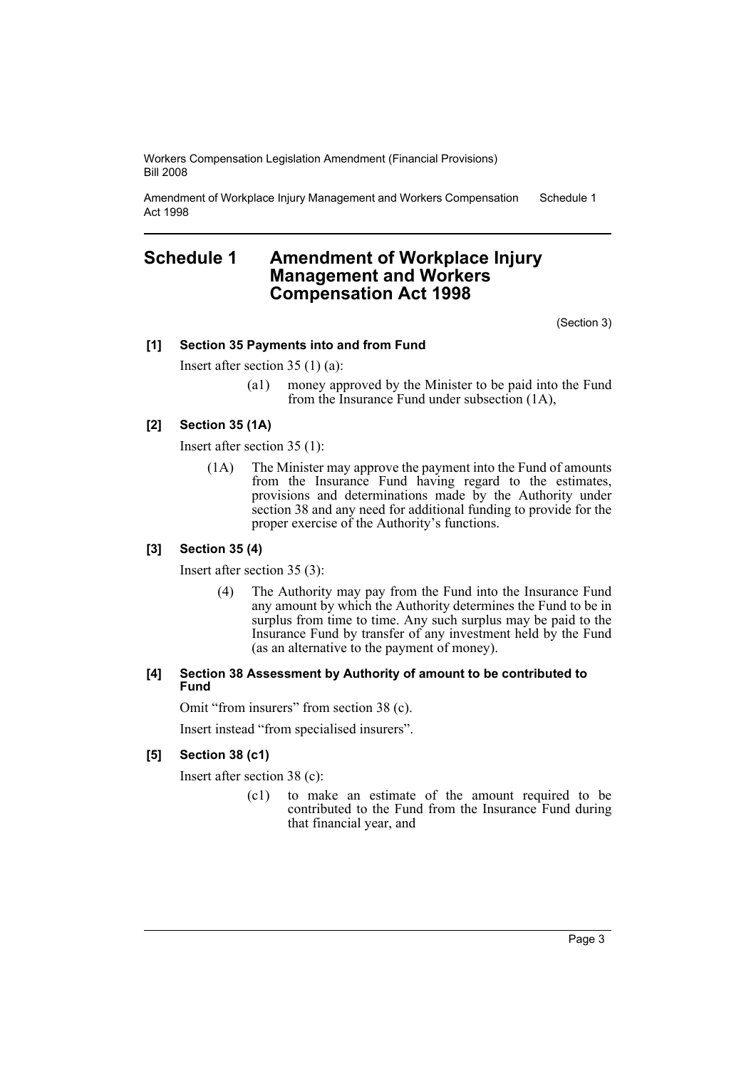# Schedule 1 Amendment of Workplace Injury Management and Workers Compensation Act 1998

(Section 3)

### [1] Section 35 Payments into and from Fund

Insert after section 35 (1) (a):

> (a1) money approved by the Minister to be paid into the Fund from the Insurance Fund under subsection (1A),

### [2] Section 35 (1A)

Insert after section 35 (1):

> (1A) The Minister may approve the payment into the Fund of amounts from the Insurance Fund having regard to the estimates, provisions and determinations made by the Authority under section 38 and any need for additional funding to provide for the proper exercise of the Authority's functions.

### [3] Section 35 (4)

Insert after section 35 (3):

> (4) The Authority may pay from the Fund into the Insurance Fund any amount by which the Authority determines the Fund to be in surplus from time to time. Any such surplus may be paid to the Insurance Fund by transfer of any investment held by the Fund (as an alternative to the payment of money).

### [4] Section 38 Assessment by Authority of amount to be contributed to Fund

Omit "from insurers" from section 38 (c).

Insert instead "from specialised insurers".

### [5] Section 38 (c1)

Insert after section 38 (c):

> (c1) to make an estimate of the amount required to be contributed to the Fund from the Insurance Fund during that financial year, and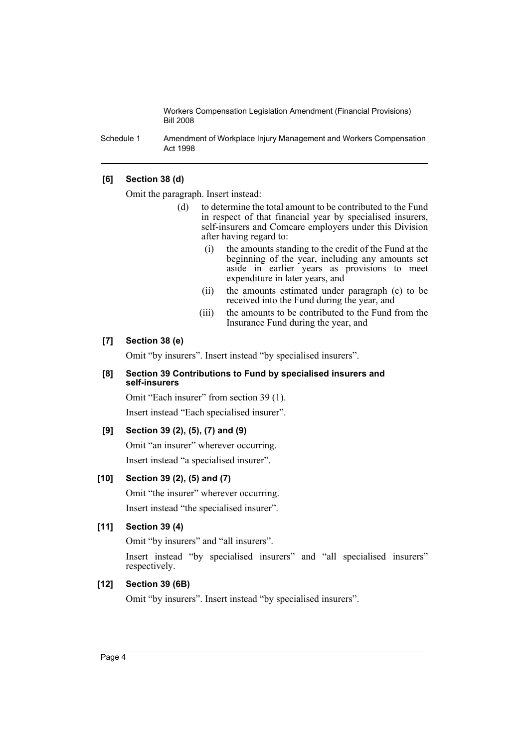**[6] Section 38 (d)**

Omit the paragraph. Insert instead:

> (d) to determine the total amount to be contributed to the Fund in respect of that financial year by specialised insurers, self-insurers and Comcare employers under this Division after having regard to:
>
> (i) the amounts standing to the credit of the Fund at the beginning of the year, including any amounts set aside in earlier years as provisions to meet expenditure in later years, and
>
> (ii) the amounts estimated under paragraph (c) to be received into the Fund during the year, and
>
> (iii) the amounts to be contributed to the Fund from the Insurance Fund during the year, and

**[7] Section 38 (e)**

Omit "by insurers". Insert instead "by specialised insurers".

**[8] Section 39 Contributions to Fund by specialised insurers and self-insurers**

Omit "Each insurer" from section 39 (1).

Insert instead "Each specialised insurer".

**[9] Section 39 (2), (5), (7) and (9)**

Omit "an insurer" wherever occurring.

Insert instead "a specialised insurer".

**[10] Section 39 (2), (5) and (7)**

Omit "the insurer" wherever occurring.

Insert instead "the specialised insurer".

**[11] Section 39 (4)**

Omit "by insurers" and "all insurers".

Insert instead "by specialised insurers" and "all specialised insurers" respectively.

**[12] Section 39 (6B)**

Omit "by insurers". Insert instead "by specialised insurers".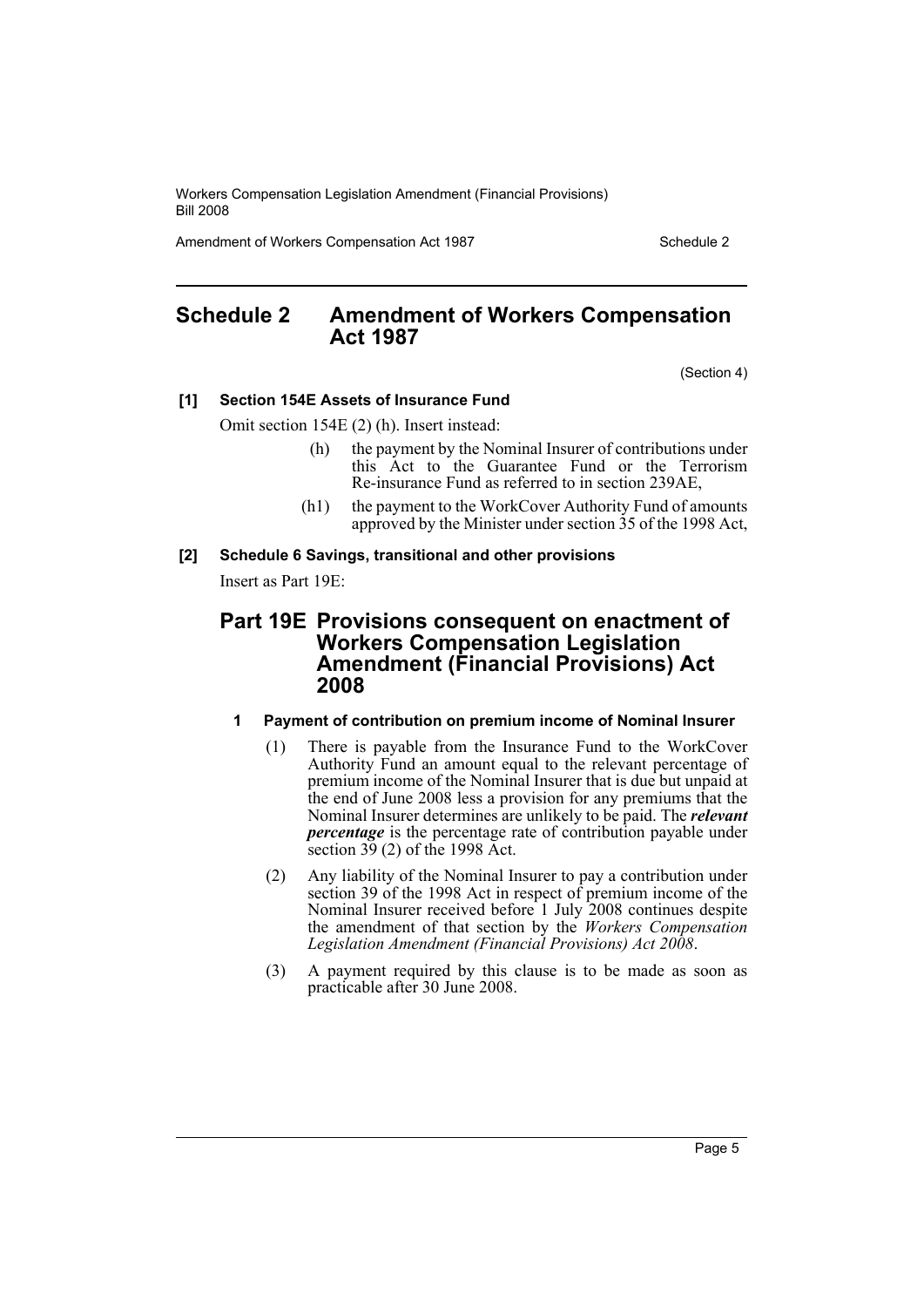# Schedule 2 Amendment of Workers Compensation Act 1987

(Section 4)

**[1] Section 154E Assets of Insurance Fund**

Omit section 154E (2) (h). Insert instead:

- (h) the payment by the Nominal Insurer of contributions under this Act to the Guarantee Fund or the Terrorism Re-insurance Fund as referred to in section 239AE,
- (h1) the payment to the WorkCover Authority Fund of amounts approved by the Minister under section 35 of the 1998 Act,

**[2] Schedule 6 Savings, transitional and other provisions**

Insert as Part 19E:

## Part 19E Provisions consequent on enactment of Workers Compensation Legislation Amendment (Financial Provisions) Act 2008

### 1 Payment of contribution on premium income of Nominal Insurer

(1) There is payable from the Insurance Fund to the WorkCover Authority Fund an amount equal to the relevant percentage of premium income of the Nominal Insurer that is due but unpaid at the end of June 2008 less a provision for any premiums that the Nominal Insurer determines are unlikely to be paid. The ***relevant percentage*** is the percentage rate of contribution payable under section 39 (2) of the 1998 Act.

(2) Any liability of the Nominal Insurer to pay a contribution under section 39 of the 1998 Act in respect of premium income of the Nominal Insurer received before 1 July 2008 continues despite the amendment of that section by the *Workers Compensation Legislation Amendment (Financial Provisions) Act 2008*.

(3) A payment required by this clause is to be made as soon as practicable after 30 June 2008.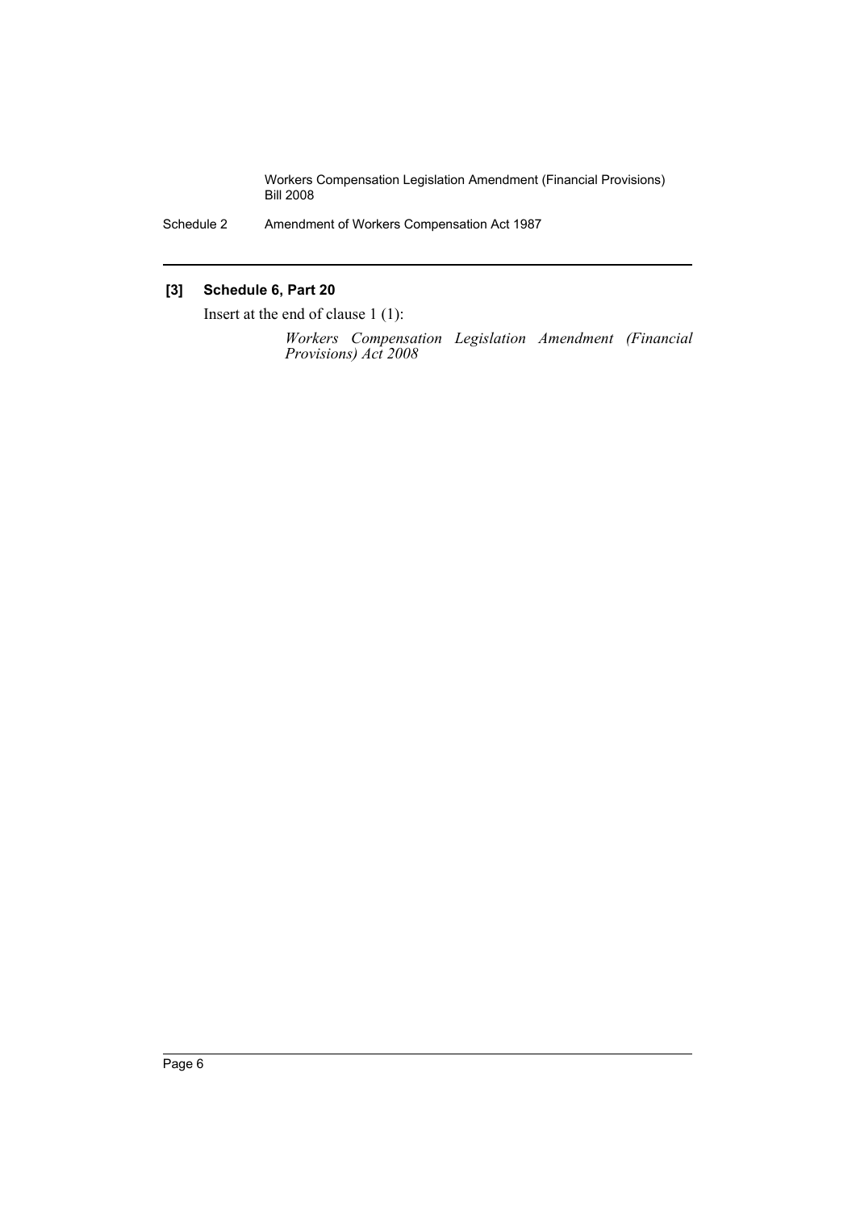### [3] Schedule 6, Part 20

Insert at the end of clause 1 (1):

*Workers Compensation Legislation Amendment (Financial Provisions) Act 2008*